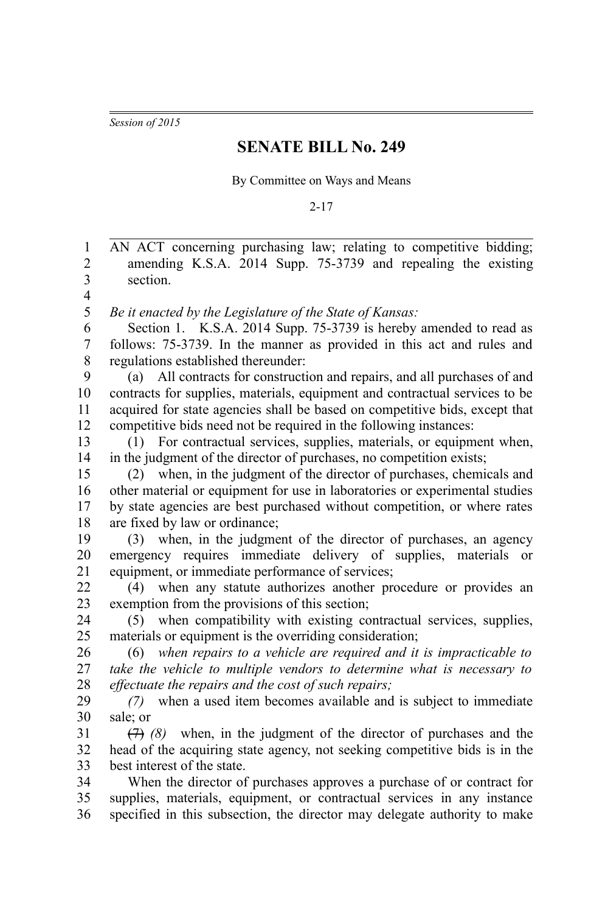*Session of 2015*

# SENATE BILL No. 249

By Committee on Ways and Means

2-17

AN ACT concerning purchasing law; relating to competitive bidding; amending K.S.A. 2014 Supp. 75-3739 and repealing the existing section.

*Be it enacted by the Legislature of the State of Kansas:*

Section 1. K.S.A. 2014 Supp. 75-3739 is hereby amended to read as follows: 75-3739. In the manner as provided in this act and rules and regulations established thereunder:

(a) All contracts for construction and repairs, and all purchases of and contracts for supplies, materials, equipment and contractual services to be acquired for state agencies shall be based on competitive bids, except that competitive bids need not be required in the following instances:

(1) For contractual services, supplies, materials, or equipment when, in the judgment of the director of purchases, no competition exists;

(2) when, in the judgment of the director of purchases, chemicals and other material or equipment for use in laboratories or experimental studies by state agencies are best purchased without competition, or where rates are fixed by law or ordinance;

(3) when, in the judgment of the director of purchases, an agency emergency requires immediate delivery of supplies, materials or equipment, or immediate performance of services;

(4) when any statute authorizes another procedure or provides an exemption from the provisions of this section;

(5) when compatibility with existing contractual services, supplies, materials or equipment is the overriding consideration;

(6) *when repairs to a vehicle are required and it is impracticable to take the vehicle to multiple vendors to determine what is necessary to effectuate the repairs and the cost of such repairs;*

*(7)* when a used item becomes available and is subject to immediate sale; or

~~(7)~~ *(8)* when, in the judgment of the director of purchases and the head of the acquiring state agency, not seeking competitive bids is in the best interest of the state.

When the director of purchases approves a purchase of or contract for supplies, materials, equipment, or contractual services in any instance specified in this subsection, the director may delegate authority to make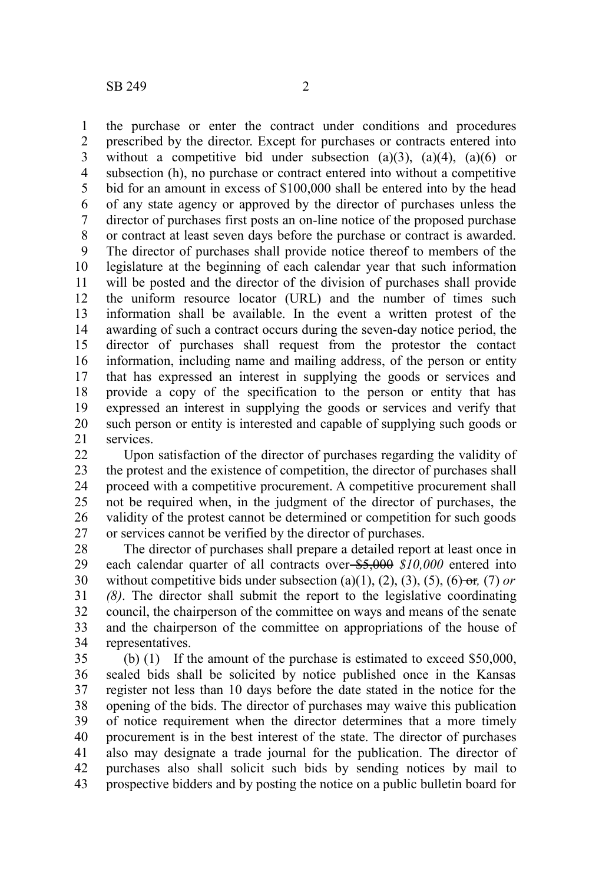the purchase or enter the contract under conditions and procedures prescribed by the director. Except for purchases or contracts entered into without a competitive bid under subsection (a)(3), (a)(4), (a)(6) or subsection (h), no purchase or contract entered into without a competitive bid for an amount in excess of $100,000 shall be entered into by the head of any state agency or approved by the director of purchases unless the director of purchases first posts an on-line notice of the proposed purchase or contract at least seven days before the purchase or contract is awarded. The director of purchases shall provide notice thereof to members of the legislature at the beginning of each calendar year that such information will be posted and the director of the division of purchases shall provide the uniform resource locator (URL) and the number of times such information shall be available. In the event a written protest of the awarding of such a contract occurs during the seven-day notice period, the director of purchases shall request from the protestor the contact information, including name and mailing address, of the person or entity that has expressed an interest in supplying the goods or services and provide a copy of the specification to the person or entity that has expressed an interest in supplying the goods or services and verify that such person or entity is interested and capable of supplying such goods or services.

Upon satisfaction of the director of purchases regarding the validity of the protest and the existence of competition, the director of purchases shall proceed with a competitive procurement. A competitive procurement shall not be required when, in the judgment of the director of purchases, the validity of the protest cannot be determined or competition for such goods or services cannot be verified by the director of purchases.

The director of purchases shall prepare a detailed report at least once in each calendar quarter of all contracts over ~~$5,000~~ *$10,000* entered into without competitive bids under subsection (a)(1), (2), (3), (5), (6)~~ or~~*,* (7) *or (8)*. The director shall submit the report to the legislative coordinating council, the chairperson of the committee on ways and means of the senate and the chairperson of the committee on appropriations of the house of representatives.

(b) (1) If the amount of the purchase is estimated to exceed $50,000, sealed bids shall be solicited by notice published once in the Kansas register not less than 10 days before the date stated in the notice for the opening of the bids. The director of purchases may waive this publication of notice requirement when the director determines that a more timely procurement is in the best interest of the state. The director of purchases also may designate a trade journal for the publication. The director of purchases also shall solicit such bids by sending notices by mail to prospective bidders and by posting the notice on a public bulletin board for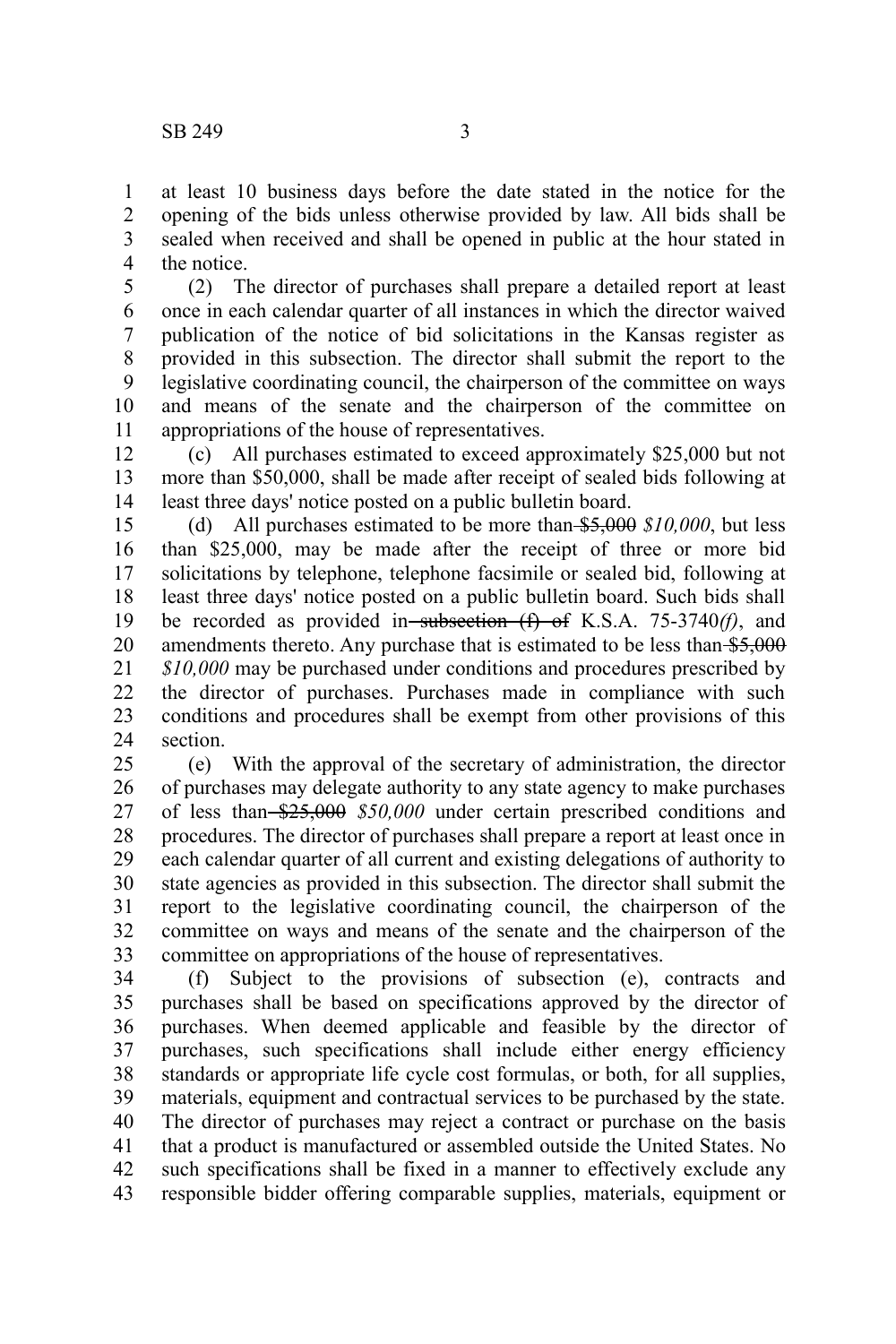at least 10 business days before the date stated in the notice for the opening of the bids unless otherwise provided by law. All bids shall be sealed when received and shall be opened in public at the hour stated in the notice.

(2) The director of purchases shall prepare a detailed report at least once in each calendar quarter of all instances in which the director waived publication of the notice of bid solicitations in the Kansas register as provided in this subsection. The director shall submit the report to the legislative coordinating council, the chairperson of the committee on ways and means of the senate and the chairperson of the committee on appropriations of the house of representatives.

(c) All purchases estimated to exceed approximately $25,000 but not more than $50,000, shall be made after receipt of sealed bids following at least three days' notice posted on a public bulletin board.

(d) All purchases estimated to be more than ~~$5,000~~ *$10,000*, but less than $25,000, may be made after the receipt of three or more bid solicitations by telephone, telephone facsimile or sealed bid, following at least three days' notice posted on a public bulletin board. Such bids shall be recorded as provided in ~~subsection (f) of~~ K.S.A. 75-3740*(f)*, and amendments thereto. Any purchase that is estimated to be less than ~~$5,000~~ *$10,000* may be purchased under conditions and procedures prescribed by the director of purchases. Purchases made in compliance with such conditions and procedures shall be exempt from other provisions of this section.

(e) With the approval of the secretary of administration, the director of purchases may delegate authority to any state agency to make purchases of less than ~~$25,000~~ *$50,000* under certain prescribed conditions and procedures. The director of purchases shall prepare a report at least once in each calendar quarter of all current and existing delegations of authority to state agencies as provided in this subsection. The director shall submit the report to the legislative coordinating council, the chairperson of the committee on ways and means of the senate and the chairperson of the committee on appropriations of the house of representatives.

(f) Subject to the provisions of subsection (e), contracts and purchases shall be based on specifications approved by the director of purchases. When deemed applicable and feasible by the director of purchases, such specifications shall include either energy efficiency standards or appropriate life cycle cost formulas, or both, for all supplies, materials, equipment and contractual services to be purchased by the state. The director of purchases may reject a contract or purchase on the basis that a product is manufactured or assembled outside the United States. No such specifications shall be fixed in a manner to effectively exclude any responsible bidder offering comparable supplies, materials, equipment or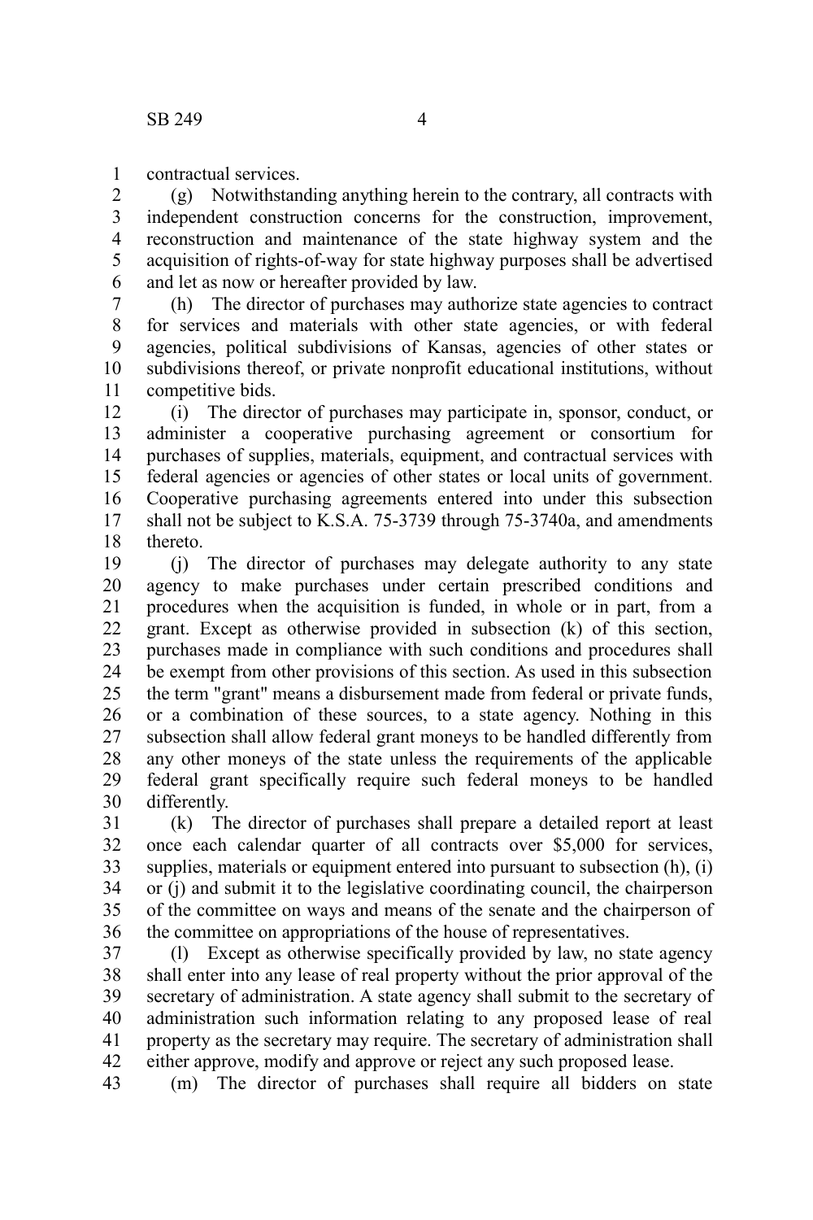contractual services.

(g) Notwithstanding anything herein to the contrary, all contracts with independent construction concerns for the construction, improvement, reconstruction and maintenance of the state highway system and the acquisition of rights-of-way for state highway purposes shall be advertised and let as now or hereafter provided by law.

(h) The director of purchases may authorize state agencies to contract for services and materials with other state agencies, or with federal agencies, political subdivisions of Kansas, agencies of other states or subdivisions thereof, or private nonprofit educational institutions, without competitive bids.

(i) The director of purchases may participate in, sponsor, conduct, or administer a cooperative purchasing agreement or consortium for purchases of supplies, materials, equipment, and contractual services with federal agencies or agencies of other states or local units of government. Cooperative purchasing agreements entered into under this subsection shall not be subject to K.S.A. 75-3739 through 75-3740a, and amendments thereto.

(j) The director of purchases may delegate authority to any state agency to make purchases under certain prescribed conditions and procedures when the acquisition is funded, in whole or in part, from a grant. Except as otherwise provided in subsection (k) of this section, purchases made in compliance with such conditions and procedures shall be exempt from other provisions of this section. As used in this subsection the term "grant" means a disbursement made from federal or private funds, or a combination of these sources, to a state agency. Nothing in this subsection shall allow federal grant moneys to be handled differently from any other moneys of the state unless the requirements of the applicable federal grant specifically require such federal moneys to be handled differently.

(k) The director of purchases shall prepare a detailed report at least once each calendar quarter of all contracts over $5,000 for services, supplies, materials or equipment entered into pursuant to subsection (h), (i) or (j) and submit it to the legislative coordinating council, the chairperson of the committee on ways and means of the senate and the chairperson of the committee on appropriations of the house of representatives.

(l) Except as otherwise specifically provided by law, no state agency shall enter into any lease of real property without the prior approval of the secretary of administration. A state agency shall submit to the secretary of administration such information relating to any proposed lease of real property as the secretary may require. The secretary of administration shall either approve, modify and approve or reject any such proposed lease.

(m) The director of purchases shall require all bidders on state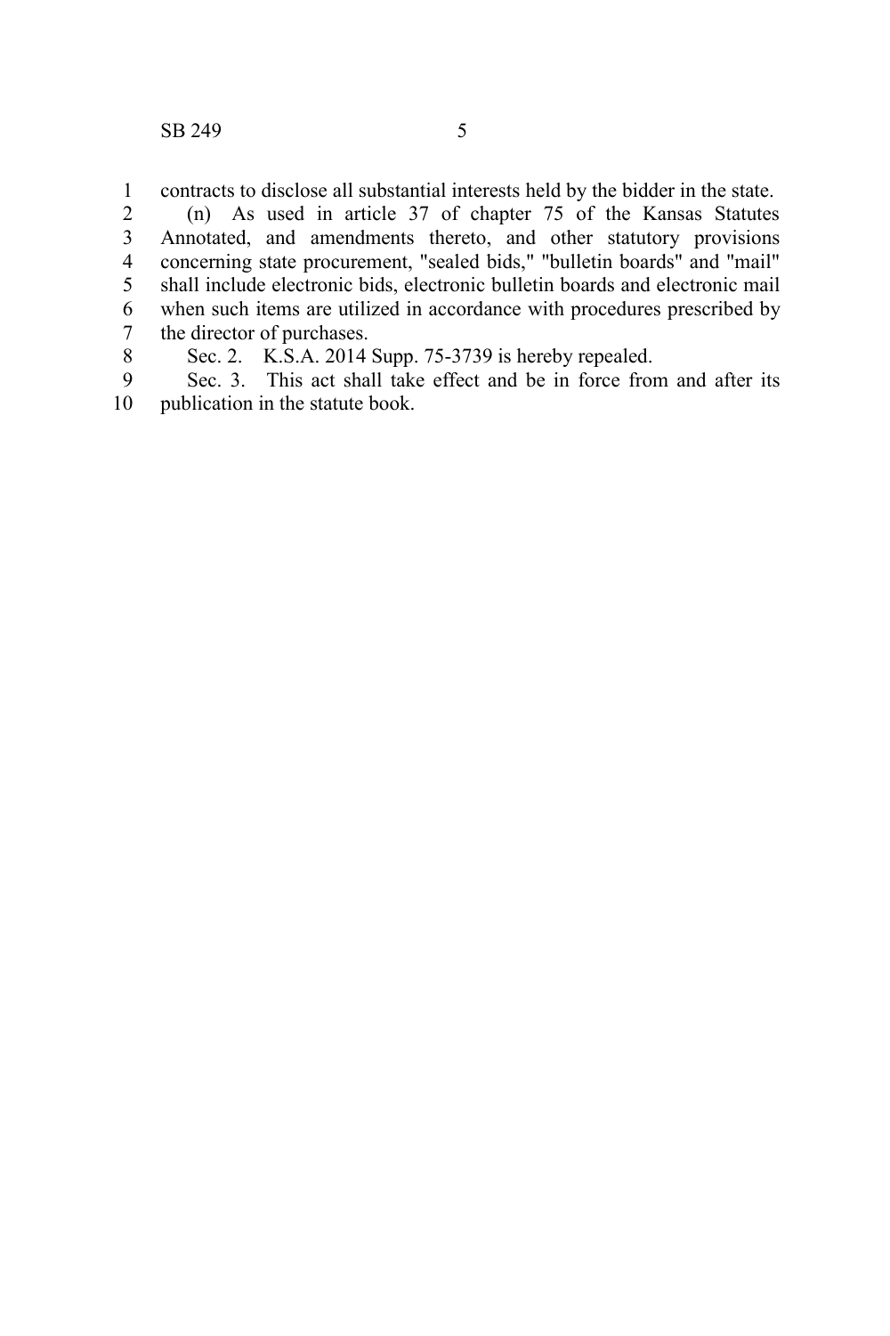contracts to disclose all substantial interests held by the bidder in the state.

(n) As used in article 37 of chapter 75 of the Kansas Statutes Annotated, and amendments thereto, and other statutory provisions concerning state procurement, "sealed bids," "bulletin boards" and "mail" shall include electronic bids, electronic bulletin boards and electronic mail when such items are utilized in accordance with procedures prescribed by the director of purchases.

Sec. 2. K.S.A. 2014 Supp. 75-3739 is hereby repealed.

Sec. 3. This act shall take effect and be in force from and after its publication in the statute book.